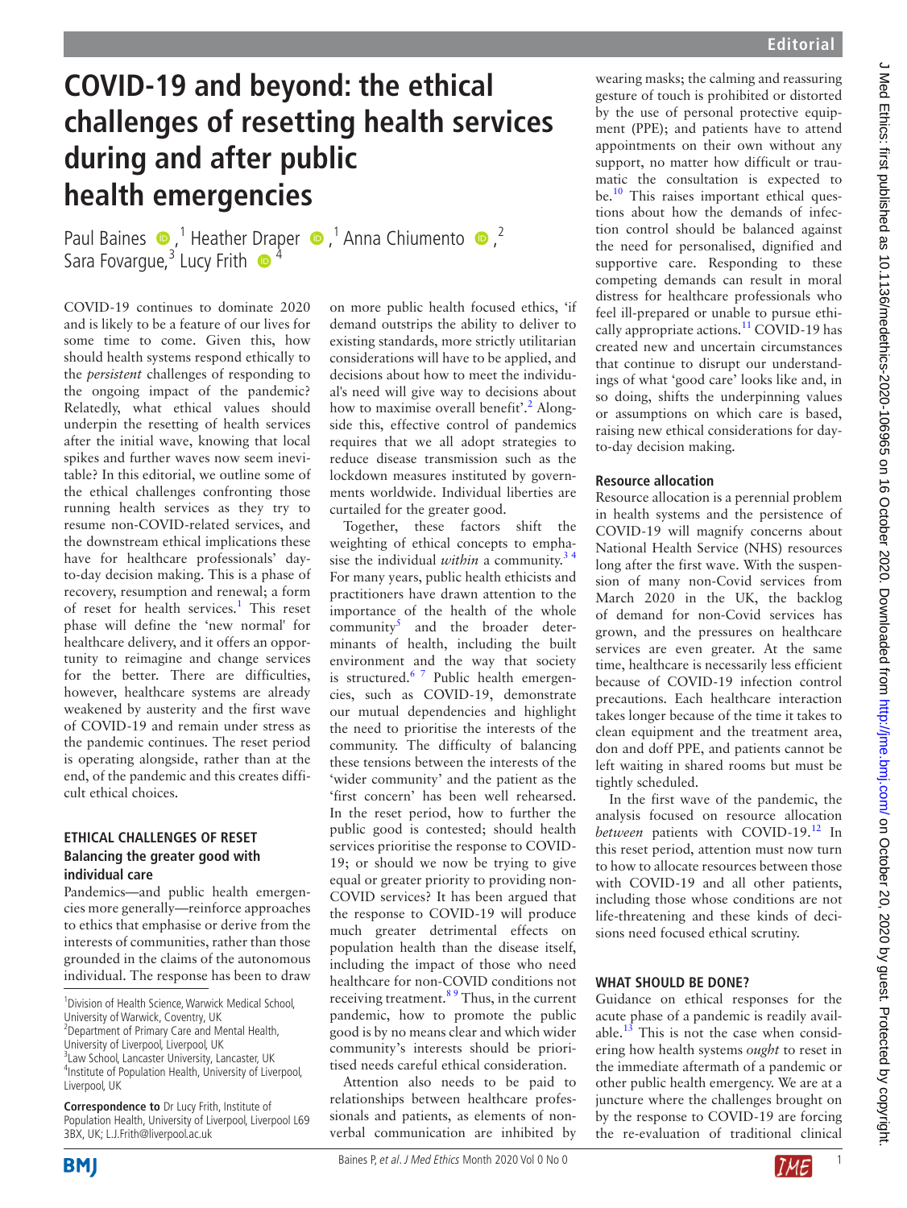# COVID-19 and beyond: the ethical challenges of resetting health services during and after public health emergencies

Paul Baines,[1] Heather Draper,[1] Anna Chiumento,[2] Sara Fovargue,[3] Lucy Frith[4]

COVID-19 continues to dominate 2020 and is likely to be a feature of our lives for some time to come. Given this, how should health systems respond ethically to the *persistent* challenges of responding to the ongoing impact of the pandemic? Relatedly, what ethical values should underpin the resetting of health services after the initial wave, knowing that local spikes and further waves now seem inevitable? In this editorial, we outline some of the ethical challenges confronting those running health services as they try to resume non-COVID-related services, and the downstream ethical implications these have for healthcare professionals' day-to-day decision making. This is a phase of recovery, resumption and renewal; a form of reset for health services.[1] This reset phase will define the 'new normal' for healthcare delivery, and it offers an opportunity to reimagine and change services for the better. There are difficulties, however, healthcare systems are already weakened by austerity and the first wave of COVID-19 and remain under stress as the pandemic continues. The reset period is operating alongside, rather than at the end, of the pandemic and this creates difficult ethical choices.

## ETHICAL CHALLENGES OF RESET

### Balancing the greater good with individual care

Pandemics—and public health emergencies more generally—reinforce approaches to ethics that emphasise or derive from the interests of communities, rather than those grounded in the claims of the autonomous individual. The response has been to draw on more public health focused ethics, 'if demand outstrips the ability to deliver to existing standards, more strictly utilitarian considerations will have to be applied, and decisions about how to meet the individual's need will give way to decisions about how to maximise overall benefit'.[2] Alongside this, effective control of pandemics requires that we all adopt strategies to reduce disease transmission such as the lockdown measures instituted by governments worldwide. Individual liberties are curtailed for the greater good.

Together, these factors shift the weighting of ethical concepts to emphasise the individual *within* a community.[3,4] For many years, public health ethicists and practitioners have drawn attention to the importance of the health of the whole community[5] and the broader determinants of health, including the built environment and the way that society is structured.[6,7] Public health emergencies, such as COVID-19, demonstrate our mutual dependencies and highlight the need to prioritise the interests of the community. The difficulty of balancing these tensions between the interests of the 'wider community' and the patient as the 'first concern' has been well rehearsed. In the reset period, how to further the public good is contested; should health services prioritise the response to COVID-19; or should we now be trying to give equal or greater priority to providing non-COVID services? It has been argued that the response to COVID-19 will produce much greater detrimental effects on population health than the disease itself, including the impact of those who need healthcare for non-COVID conditions not receiving treatment.[8,9] Thus, in the current pandemic, how to promote the public good is by no means clear and which wider community's interests should be prioritised needs careful ethical consideration.

Attention also needs to be paid to relationships between healthcare professionals and patients, as elements of non-verbal communication are inhibited by wearing masks; the calming and reassuring gesture of touch is prohibited or distorted by the use of personal protective equipment (PPE); and patients have to attend appointments on their own without any support, no matter how difficult or traumatic the consultation is expected to be.[10] This raises important ethical questions about how the demands of infection control should be balanced against the need for personalised, dignified and supportive care. Responding to these competing demands can result in moral distress for healthcare professionals who feel ill-prepared or unable to pursue ethically appropriate actions.[11] COVID-19 has created new and uncertain circumstances that continue to disrupt our understandings of what 'good care' looks like and, in so doing, shifts the underpinning values or assumptions on which care is based, raising new ethical considerations for day-to-day decision making.

### Resource allocation

Resource allocation is a perennial problem in health systems and the persistence of COVID-19 will magnify concerns about National Health Service (NHS) resources long after the first wave. With the suspension of many non-Covid services from March 2020 in the UK, the backlog of demand for non-Covid services has grown, and the pressures on healthcare services are even greater. At the same time, healthcare is necessarily less efficient because of COVID-19 infection control precautions. Each healthcare interaction takes longer because of the time it takes to clean equipment and the treatment area, don and doff PPE, and patients cannot be left waiting in shared rooms but must be tightly scheduled.

In the first wave of the pandemic, the analysis focused on resource allocation *between* patients with COVID-19.[12] In this reset period, attention must now turn to how to allocate resources between those with COVID-19 and all other patients, including those whose conditions are not life-threatening and these kinds of decisions need focused ethical scrutiny.

## WHAT SHOULD BE DONE?

Guidance on ethical responses for the acute phase of a pandemic is readily available.[13] This is not the case when considering how health systems *ought* to reset in the immediate aftermath of a pandemic or other public health emergency. We are at a juncture where the challenges brought on by the response to COVID-19 are forcing the re-evaluation of traditional clinical

[1]Division of Health Science, Warwick Medical School, University of Warwick, Coventry, UK
[2]Department of Primary Care and Mental Health, University of Liverpool, Liverpool, UK
[3]Law School, Lancaster University, Lancaster, UK
[4]Institute of Population Health, University of Liverpool, Liverpool, UK

**Correspondence to** Dr Lucy Frith, Institute of Population Health, University of Liverpool, Liverpool L69 3BX, UK; L.J.Frith@liverpool.ac.uk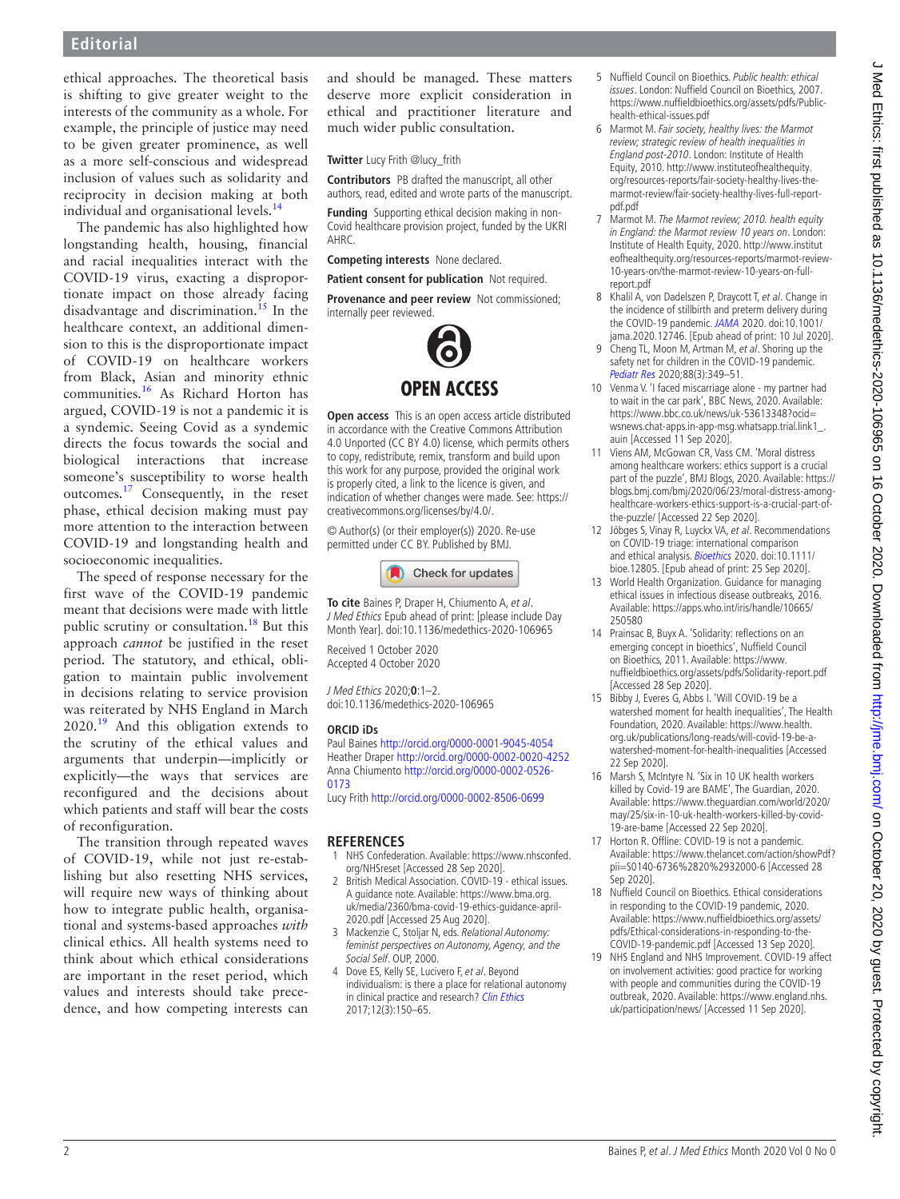ethical approaches. The theoretical basis is shifting to give greater weight to the interests of the community as a whole. For example, the principle of justice may need to be given greater prominence, as well as a more self-conscious and widespread inclusion of values such as solidarity and reciprocity in decision making at both individual and organisational levels.[14]

The pandemic has also highlighted how longstanding health, housing, financial and racial inequalities interact with the COVID-19 virus, exacting a disproportionate impact on those already facing disadvantage and discrimination.[15] In the healthcare context, an additional dimension to this is the disproportionate impact of COVID-19 on healthcare workers from Black, Asian and minority ethnic communities.[16] As Richard Horton has argued, COVID-19 is not a pandemic it is a syndemic. Seeing Covid as a syndemic directs the focus towards the social and biological interactions that increase someone's susceptibility to worse health outcomes.[17] Consequently, in the reset phase, ethical decision making must pay more attention to the interaction between COVID-19 and longstanding health and socioeconomic inequalities.

The speed of response necessary for the first wave of the COVID-19 pandemic meant that decisions were made with little public scrutiny or consultation.[18] But this approach *cannot* be justified in the reset period. The statutory, and ethical, obligation to maintain public involvement in decisions relating to service provision was reiterated by NHS England in March 2020.[19] And this obligation extends to the scrutiny of the ethical values and arguments that underpin—implicitly or explicitly—the ways that services are reconfigured and the decisions about which patients and staff will bear the costs of reconfiguration.

The transition through repeated waves of COVID-19, while not just re-establishing but also resetting NHS services, will require new ways of thinking about how to integrate public health, organisational and systems-based approaches *with* clinical ethics. All health systems need to think about which ethical considerations are important in the reset period, which values and interests should take precedence, and how competing interests can and should be managed. These matters deserve more explicit consideration in ethical and practitioner literature and much wider public consultation.

**Twitter** Lucy Frith @lucy_frith

**Contributors** PB drafted the manuscript, all other authors, read, edited and wrote parts of the manuscript.

**Funding** Supporting ethical decision making in non-Covid healthcare provision project, funded by the UKRI AHRC.

**Competing interests** None declared.

**Patient consent for publication** Not required.

**Provenance and peer review** Not commissioned; internally peer reviewed.

**OPEN ACCESS**

**Open access** This is an open access article distributed in accordance with the Creative Commons Attribution 4.0 Unported (CC BY 4.0) license, which permits others to copy, redistribute, remix, transform and build upon this work for any purpose, provided the original work is properly cited, a link to the licence is given, and indication of whether changes were made. See: https://creativecommons.org/licenses/by/4.0/.

© Author(s) (or their employer(s)) 2020. Re-use permitted under CC BY. Published by BMJ.

**To cite** Baines P, Draper H, Chiumento A, *et al*. *J Med Ethics* Epub ahead of print: [please include Day Month Year]. doi:10.1136/medethics-2020-106965

Received 1 October 2020
Accepted 4 October 2020

*J Med Ethics* 2020;**0**:1–2.
doi:10.1136/medethics-2020-106965

**ORCID iDs**

Paul Baines http://orcid.org/0000-0001-9045-4054
Heather Draper http://orcid.org/0000-0002-0020-4252
Anna Chiumento http://orcid.org/0000-0002-0526-0173
Lucy Frith http://orcid.org/0000-0002-8506-0699

## REFERENCES

1. NHS Confederation. Available: https://www.nhsconfed.org/NHSreset [Accessed 28 Sep 2020].
2. British Medical Association. COVID-19 - ethical issues. A guidance note. Available: https://www.bma.org.uk/media/2360/bma-covid-19-ethics-guidance-april-2020.pdf [Accessed 25 Aug 2020].
3. Mackenzie C, Stoljar N, eds. *Relational Autonomy: feminist perspectives on Autonomy, Agency, and the Social Self*. OUP, 2000.
4. Dove ES, Kelly SE, Lucivero F, *et al*. Beyond individualism: is there a place for relational autonomy in clinical practice and research? *Clin Ethics* 2017;12(3):150–65.
5. Nuffield Council on Bioethics. *Public health: ethical issues*. London: Nuffield Council on Bioethics, 2007. https://www.nuffieldbioethics.org/assets/pdfs/Public-health-ethical-issues.pdf
6. Marmot M. *Fair society, healthy lives: the Marmot review; strategic review of health inequalities in England post-2010*. London: Institute of Health Equity, 2010. http://www.instituteofhealthequity.org/resources-reports/fair-society-healthy-lives-the-marmot-review/fair-society-healthy-lives-full-report-pdf.pdf
7. Marmot M. *The Marmot review; 2010. health equity in England: the Marmot review 10 years on*. London: Institute of Health Equity, 2020. http://www.instituteofhealthequity.org/resources-reports/marmot-review-10-years-on/the-marmot-review-10-years-on-full-report.pdf
8. Khalil A, von Dadelszen P, Draycott T, *et al*. Change in the incidence of stillbirth and preterm delivery during the COVID-19 pandemic. *JAMA* 2020. doi:10.1001/jama.2020.12746. [Epub ahead of print: 10 Jul 2020].
9. Cheng TL, Moon M, Artman M, *et al*. Shoring up the safety net for children in the COVID-19 pandemic. *Pediatr Res* 2020;88(3):349–51.
10. Venma V. 'I faced miscarriage alone - my partner had to wait in the car park', BBC News, 2020. Available: https://www.bbc.co.uk/news/uk-53613348?ocid=wsnews.chat-apps.in-app-msg.whatsapp.trial.link1_.auin [Accessed 11 Sep 2020].
11. Viens AM, McGowan CR, Vass CM. 'Moral distress among healthcare workers: ethics support is a crucial part of the puzzle', BMJ Blogs, 2020. Available: https://blogs.bmj.com/bmj/2020/06/23/moral-distress-among-healthcare-workers-ethics-support-is-a-crucial-part-of-the-puzzle/ [Accessed 22 Sep 2020].
12. Jöbges S, Vinay R, Luyckx VA, *et al*. Recommendations on COVID-19 triage: international comparison and ethical analysis. *Bioethics* 2020. doi:10.1111/bioe.12805. [Epub ahead of print: 25 Sep 2020].
13. World Health Organization. Guidance for managing ethical issues in infectious disease outbreaks, 2016. Available: https://apps.who.int/iris/handle/10665/250580
14. Prainsac B, Buyx A. 'Solidarity: reflections on an emerging concept in bioethics', Nuffield Council on Bioethics, 2011. Available: https://www.nuffieldbioethics.org/assets/pdfs/Solidarity-report.pdf [Accessed 28 Sep 2020].
15. Bibby J, Everes G, Abbs I. 'Will COVID-19 be a watershed moment for health inequalities', The Health Foundation, 2020. Available: https://www.health.org.uk/publications/long-reads/will-covid-19-be-a-watershed-moment-for-health-inequalities [Accessed 22 Sep 2020].
16. Marsh S, McIntyre N. 'Six in 10 UK health workers killed by Covid-19 are BAME', The Guardian, 2020. Available: https://www.theguardian.com/world/2020/may/25/six-in-10-uk-health-workers-killed-by-covid-19-are-bame [Accessed 22 Sep 2020].
17. Horton R. Offline: COVID-19 is not a pandemic. Available: https://www.thelancet.com/action/showPdf?pii=S0140-6736%2820%2932000-6 [Accessed 28 Sep 2020].
18. Nuffield Council on Bioethics. Ethical considerations in responding to the COVID-19 pandemic, 2020. Available: https://www.nuffieldbioethics.org/assets/pdfs/Ethical-considerations-in-responding-to-the-COVID-19-pandemic.pdf [Accessed 13 Sep 2020].
19. NHS England and NHS Improvement. COVID-19 affect on involvement activities: good practice for working with people and communities during the COVID-19 outbreak, 2020. Available: https://www.england.nhs.uk/participation/news/ [Accessed 11 Sep 2020].